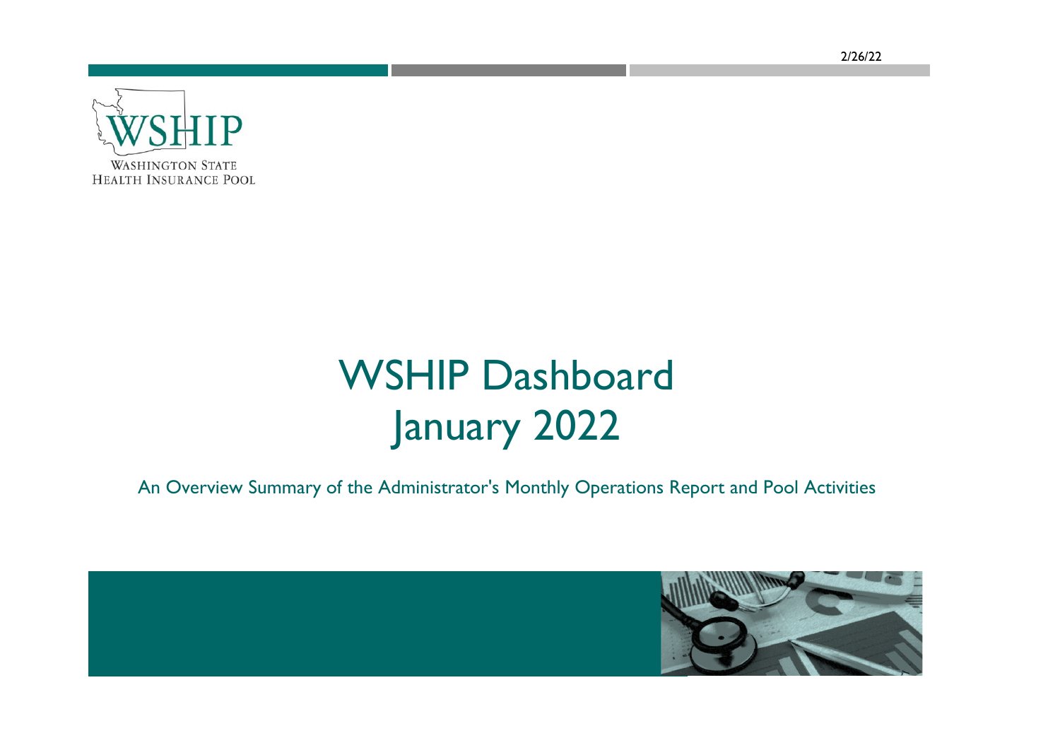2/26/22

WSHIP

WASHINGTON STATE
HEALTH INSURANCE POOL

# WSHIP Dashboard
# January 2022

An Overview Summary of the Administrator's Monthly Operations Report and Pool Activities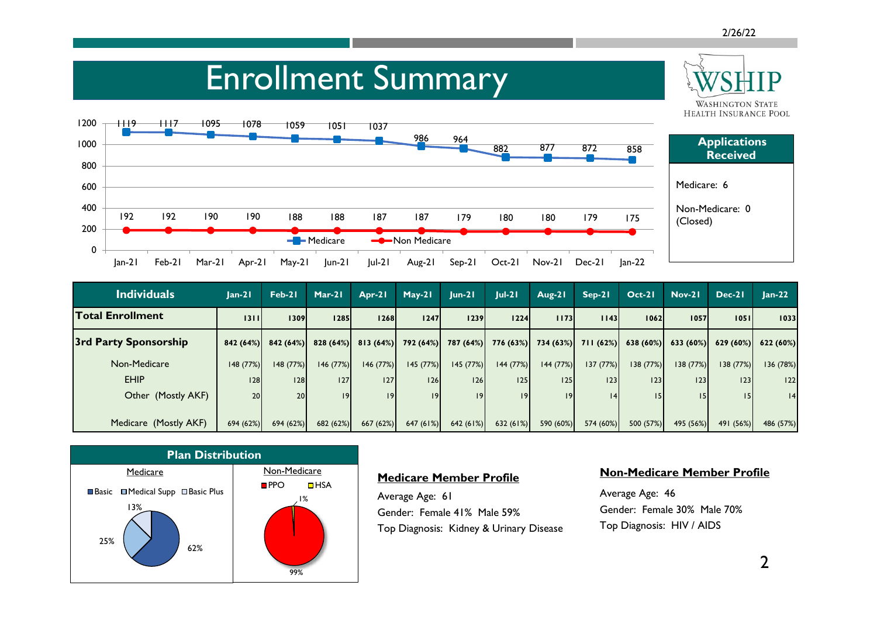# Enrollment Summary

| | Jan-21 | Feb-21 | Mar-21 | Apr-21 | May-21 | Jun-21 | Jul-21 | Aug-21 | Sep-21 | Oct-21 | Nov-21 | Dec-21 | Jan-22 |
|---|---|---|---|---|---|---|---|---|---|---|---|---|---|
| Medicare | 1119 | 1117 | 1095 | 1078 | 1059 | 1051 | 1037 | 986 | 964 | 882 | 877 | 872 | 858 |
| Non Medicare | 192 | 192 | 190 | 190 | 188 | 188 | 187 | 187 | 179 | 180 | 180 | 179 | 175 |

## Applications Received

Medicare: 6

Non-Medicare: 0 (Closed)

| Individuals | Jan-21 | Feb-21 | Mar-21 | Apr-21 | May-21 | Jun-21 | Jul-21 | Aug-21 | Sep-21 | Oct-21 | Nov-21 | Dec-21 | Jan-22 |
|---|---|---|---|---|---|---|---|---|---|---|---|---|---|
| **Total Enrollment** | 1311 | 1309 | 1285 | 1268 | 1247 | 1239 | 1224 | 1173 | 1143 | 1062 | 1057 | 1051 | 1033 |
| **3rd Party Sponsorship** | 842 (64%) | 842 (64%) | 828 (64%) | 813 (64%) | 792 (64%) | 787 (64%) | 776 (63%) | 734 (63%) | 711 (62%) | 638 (60%) | 633 (60%) | 629 (60%) | 622 (60%) |
| Non-Medicare | 148 (77%) | 148 (77%) | 146 (77%) | 146 (77%) | 145 (77%) | 145 (77%) | 144 (77%) | 144 (77%) | 137 (77%) | 138 (77%) | 138 (77%) | 138 (77%) | 136 (78%) |
| EHIP | 128 | 128 | 127 | 127 | 126 | 126 | 125 | 125 | 123 | 123 | 123 | 123 | 122 |
| Other (Mostly AKF) | 20 | 20 | 19 | 19 | 19 | 19 | 19 | 19 | 14 | 15 | 15 | 15 | 14 |
| Medicare (Mostly AKF) | 694 (62%) | 694 (62%) | 682 (62%) | 667 (62%) | 647 (61%) | 642 (61%) | 632 (61%) | 590 (60%) | 574 (60%) | 500 (57%) | 495 (56%) | 491 (56%) | 486 (57%) |

## Plan Distribution

**Medicare**

| Plan | Share |
|---|---|
| Basic | 62% |
| Medical Supp | 25% |
| Basic Plus | 13% |

**Non-Medicare**

| Plan | Share |
|---|---|
| PPO | 99% |
| HSA | 1% |

## Medicare Member Profile

Average Age: 61

Gender: Female 41% Male 59%

Top Diagnosis: Kidney & Urinary Disease

## Non-Medicare Member Profile

Average Age: 46

Gender: Female 30% Male 70%

Top Diagnosis: HIV / AIDS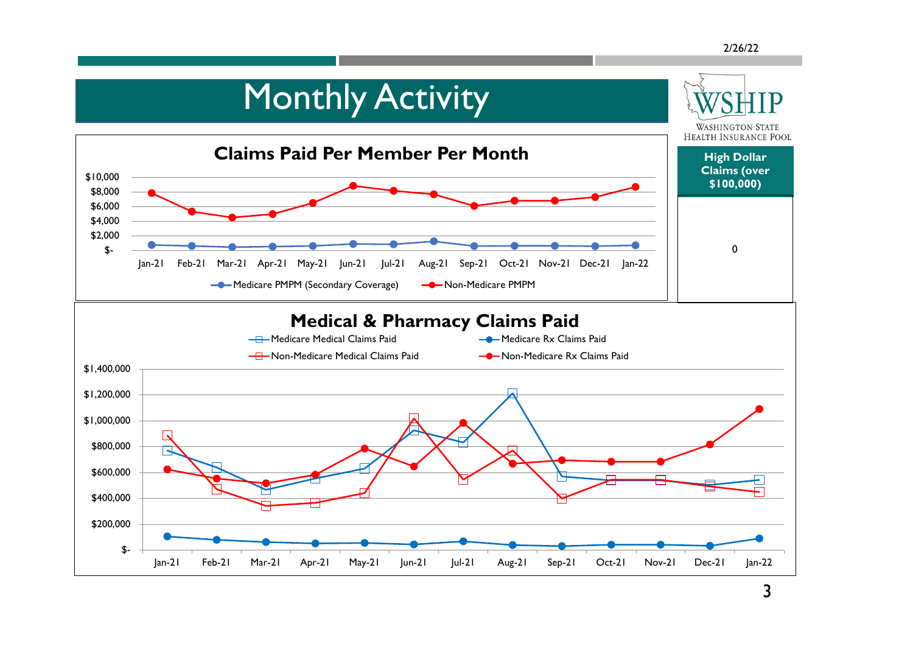# Monthly Activity

WSHIP
Washington State Health Insurance Pool

## Claims Paid Per Member Per Month

Medicare PMPM (Secondary Coverage) — Non-Medicare PMPM

Jan-21 | Feb-21 | Mar-21 | Apr-21 | May-21 | Jun-21 | Jul-21 | Aug-21 | Sep-21 | Oct-21 | Nov-21 | Dec-21 | Jan-22

$-, $2,000, $4,000, $6,000, $8,000, $10,000

| High Dollar Claims (over $100,000) |
|---|
| 0 |

## Medical & Pharmacy Claims Paid

Medicare Medical Claims Paid — Medicare Rx Claims Paid — Non-Medicare Medical Claims Paid — Non-Medicare Rx Claims Paid

Jan-21 | Feb-21 | Mar-21 | Apr-21 | May-21 | Jun-21 | Jul-21 | Aug-21 | Sep-21 | Oct-21 | Nov-21 | Dec-21 | Jan-22

$-, $200,000, $400,000, $600,000, $800,000, $1,000,000, $1,200,000, $1,400,000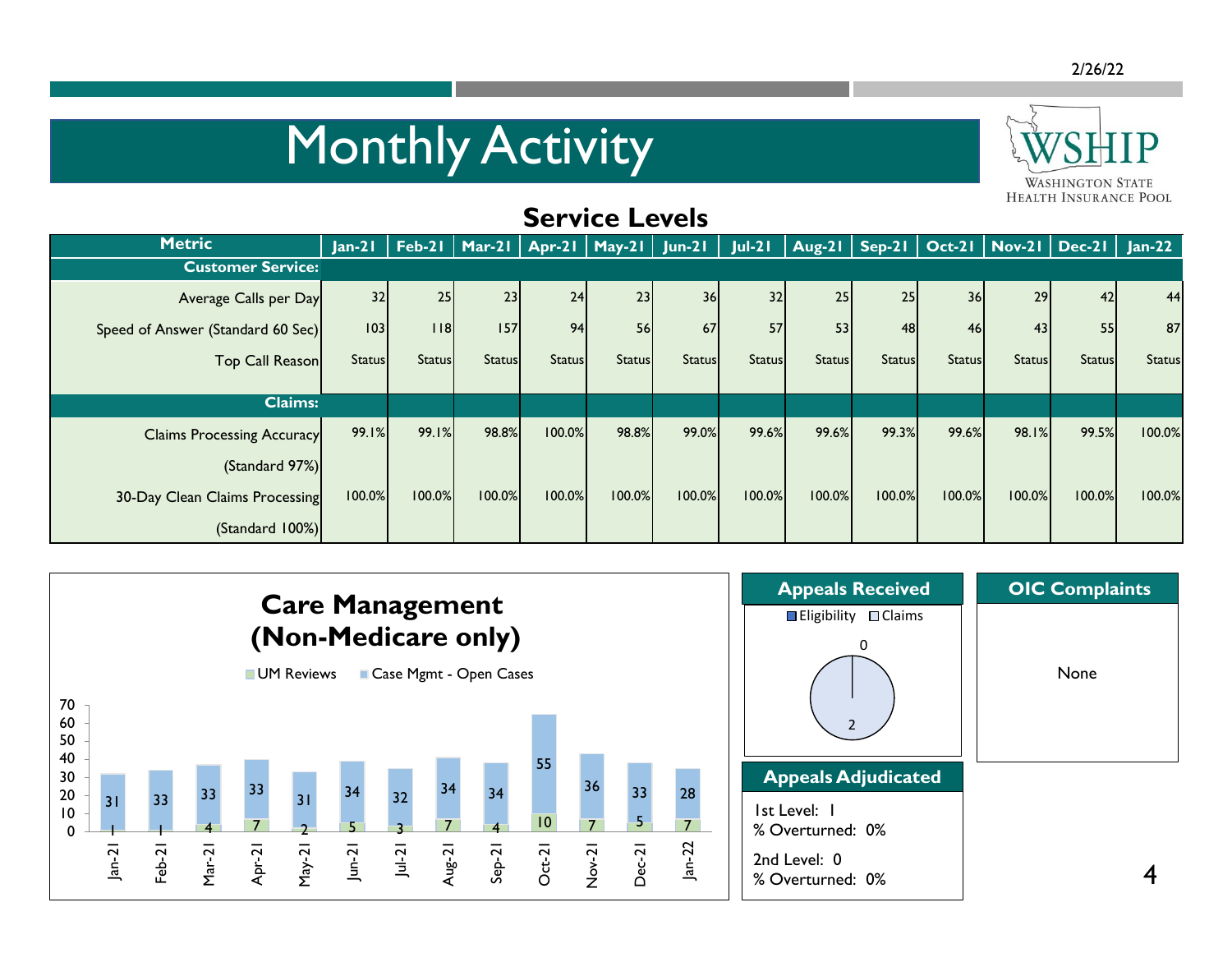# Monthly Activity

WSHIP — Washington State Health Insurance Pool

2/26/22

## Service Levels

| Metric | Jan-21 | Feb-21 | Mar-21 | Apr-21 | May-21 | Jun-21 | Jul-21 | Aug-21 | Sep-21 | Oct-21 | Nov-21 | Dec-21 | Jan-22 |
|---|---|---|---|---|---|---|---|---|---|---|---|---|---|
| **Customer Service:** | | | | | | | | | | | | | |
| Average Calls per Day | 32 | 25 | 23 | 24 | 23 | 36 | 32 | 25 | 25 | 36 | 29 | 42 | 44 |
| Speed of Answer (Standard 60 Sec) | 103 | 118 | 157 | 94 | 56 | 67 | 57 | 53 | 48 | 46 | 43 | 55 | 87 |
| Top Call Reason | Status | Status | Status | Status | Status | Status | Status | Status | Status | Status | Status | Status | Status |
| **Claims:** | | | | | | | | | | | | | |
| Claims Processing Accuracy (Standard 97%) | 99.1% | 99.1% | 98.8% | 100.0% | 98.8% | 99.0% | 99.6% | 99.6% | 99.3% | 99.6% | 98.1% | 99.5% | 100.0% |
| 30-Day Clean Claims Processing (Standard 100%) | 100.0% | 100.0% | 100.0% | 100.0% | 100.0% | 100.0% | 100.0% | 100.0% | 100.0% | 100.0% | 100.0% | 100.0% | 100.0% |

## Care Management (Non-Medicare only)

| Month | UM Reviews | Case Mgmt - Open Cases |
|---|---|---|
| Jan-21 | 1 | 31 |
| Feb-21 | 1 | 33 |
| Mar-21 | 4 | 33 |
| Apr-21 | 7 | 33 |
| May-21 | 2 | 31 |
| Jun-21 | 5 | 34 |
| Jul-21 | 3 | 32 |
| Aug-21 | 7 | 34 |
| Sep-21 | 4 | 34 |
| Oct-21 | 10 | 55 |
| Nov-21 | 7 | 36 |
| Dec-21 | 5 | 33 |
| Jan-22 | 7 | 28 |

## Appeals Received

Eligibility: 0
Claims: 2

## Appeals Adjudicated

1st Level: 1
% Overturned: 0%

2nd Level: 0
% Overturned: 0%

## OIC Complaints

None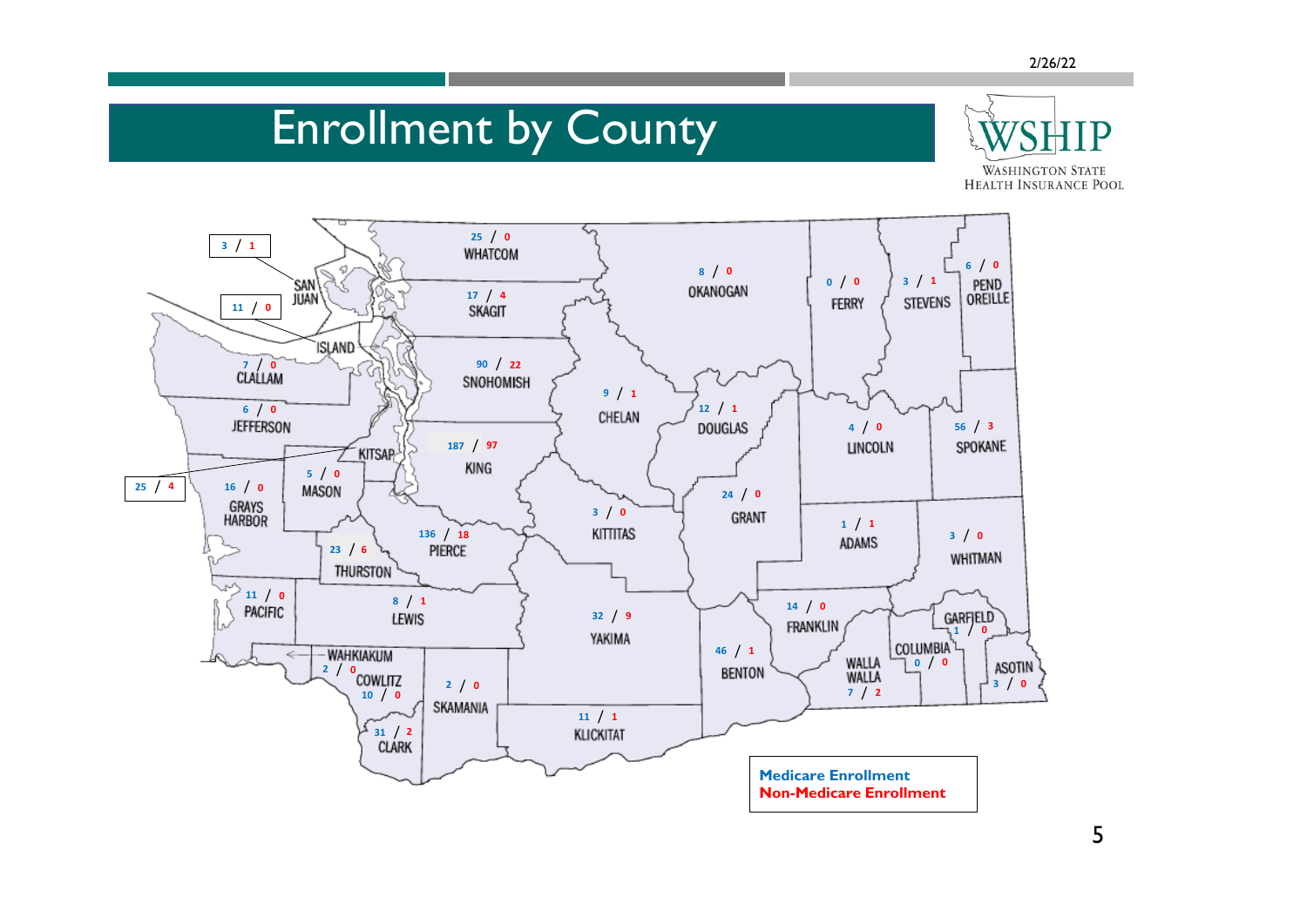# Enrollment by County

WSHIP
WASHINGTON STATE HEALTH INSURANCE POOL

SAN JUAN 3 / 1
ISLAND 11 / 0
WHATCOM 25 / 0
SKAGIT 17 / 4
SNOHOMISH 90 / 22
OKANOGAN 8 / 0
FERRY 0 / 0
STEVENS 3 / 1
PEND OREILLE 6 / 0
CLALLAM 7 / 0
JEFFERSON 6 / 0
KITSAP 25 / 4
KING 187 / 97
CHELAN 9 / 1
DOUGLAS 12 / 1
LINCOLN 4 / 0
SPOKANE 56 / 3
MASON 5 / 0
GRAYS HARBOR 16 / 0
PIERCE 136 / 18
THURSTON 23 / 6
KITTITAS 3 / 0
GRANT 24 / 0
ADAMS 1 / 1
WHITMAN 3 / 0
PACIFIC 11 / 0
LEWIS 8 / 1
YAKIMA 32 / 9
FRANKLIN 14 / 0
BENTON 46 / 1
GARFIELD 1 / 0
COLUMBIA 0 / 0
WALLA WALLA 7 / 2
ASOTIN 3 / 0
WAHKIAKUM 2 / 0
COWLITZ 10 / 0
SKAMANIA 2 / 0
KLICKITAT 11 / 1
CLARK 31 / 2

Medicare Enrollment
Non-Medicare Enrollment